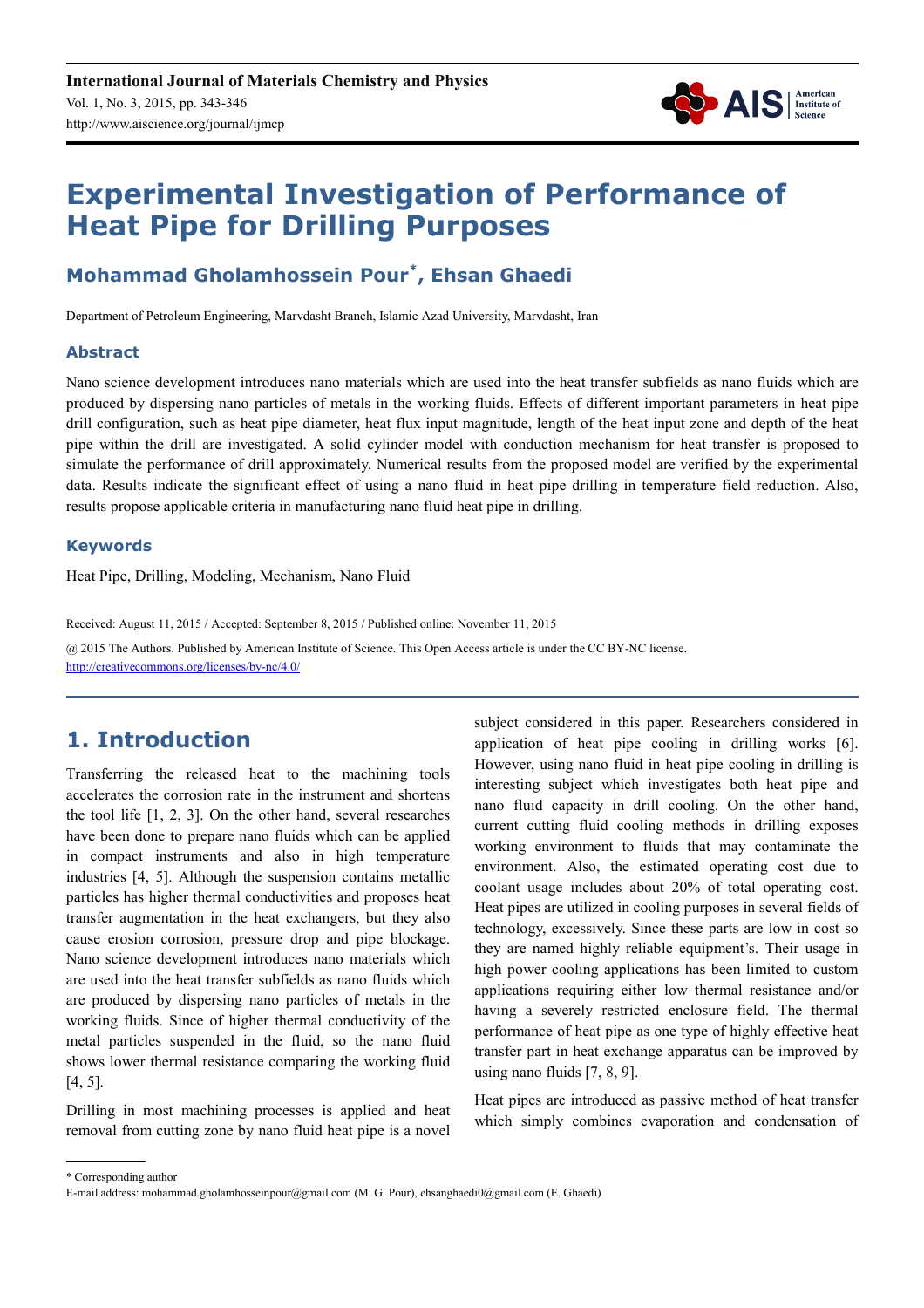# Experimental Investigation of Performance of Heat Pipe for Drilling Purposes

## Mohammad Gholamhossein Pour*, Ehsan Ghaedi

Department of Petroleum Engineering, Marvdasht Branch, Islamic Azad University, Marvdasht, Iran

### Abstract

Nano science development introduces nano materials which are used into the heat transfer subfields as nano fluids which are produced by dispersing nano particles of metals in the working fluids. Effects of different important parameters in heat pipe drill configuration, such as heat pipe diameter, heat flux input magnitude, length of the heat input zone and depth of the heat pipe within the drill are investigated. A solid cylinder model with conduction mechanism for heat transfer is proposed to simulate the performance of drill approximately. Numerical results from the proposed model are verified by the experimental data. Results indicate the significant effect of using a nano fluid in heat pipe drilling in temperature field reduction. Also, results propose applicable criteria in manufacturing nano fluid heat pipe in drilling.

### Keywords

Heat Pipe, Drilling, Modeling, Mechanism, Nano Fluid

Received: August 11, 2015 / Accepted: September 8, 2015 / Published online: November 11, 2015

@ 2015 The Authors. Published by American Institute of Science. This Open Access article is under the CC BY-NC license. http://creativecommons.org/licenses/by-nc/4.0/

## 1. Introduction

Transferring the released heat to the machining tools accelerates the corrosion rate in the instrument and shortens the tool life [1, 2, 3]. On the other hand, several researches have been done to prepare nano fluids which can be applied in compact instruments and also in high temperature industries [4, 5]. Although the suspension contains metallic particles has higher thermal conductivities and proposes heat transfer augmentation in the heat exchangers, but they also cause erosion corrosion, pressure drop and pipe blockage. Nano science development introduces nano materials which are used into the heat transfer subfields as nano fluids which are produced by dispersing nano particles of metals in the working fluids. Since of higher thermal conductivity of the metal particles suspended in the fluid, so the nano fluid shows lower thermal resistance comparing the working fluid [4, 5].

Drilling in most machining processes is applied and heat removal from cutting zone by nano fluid heat pipe is a novel subject considered in this paper. Researchers considered in application of heat pipe cooling in drilling works [6]. However, using nano fluid in heat pipe cooling in drilling is interesting subject which investigates both heat pipe and nano fluid capacity in drill cooling. On the other hand, current cutting fluid cooling methods in drilling exposes working environment to fluids that may contaminate the environment. Also, the estimated operating cost due to coolant usage includes about 20% of total operating cost. Heat pipes are utilized in cooling purposes in several fields of technology, excessively. Since these parts are low in cost so they are named highly reliable equipment's. Their usage in high power cooling applications has been limited to custom applications requiring either low thermal resistance and/or having a severely restricted enclosure field. The thermal performance of heat pipe as one type of highly effective heat transfer part in heat exchange apparatus can be improved by using nano fluids [7, 8, 9].

Heat pipes are introduced as passive method of heat transfer which simply combines evaporation and condensation of

* Corresponding author

E-mail address: mohammad.gholamhosseinpour@gmail.com (M. G. Pour), ehsanghaedi0@gmail.com (E. Ghaedi)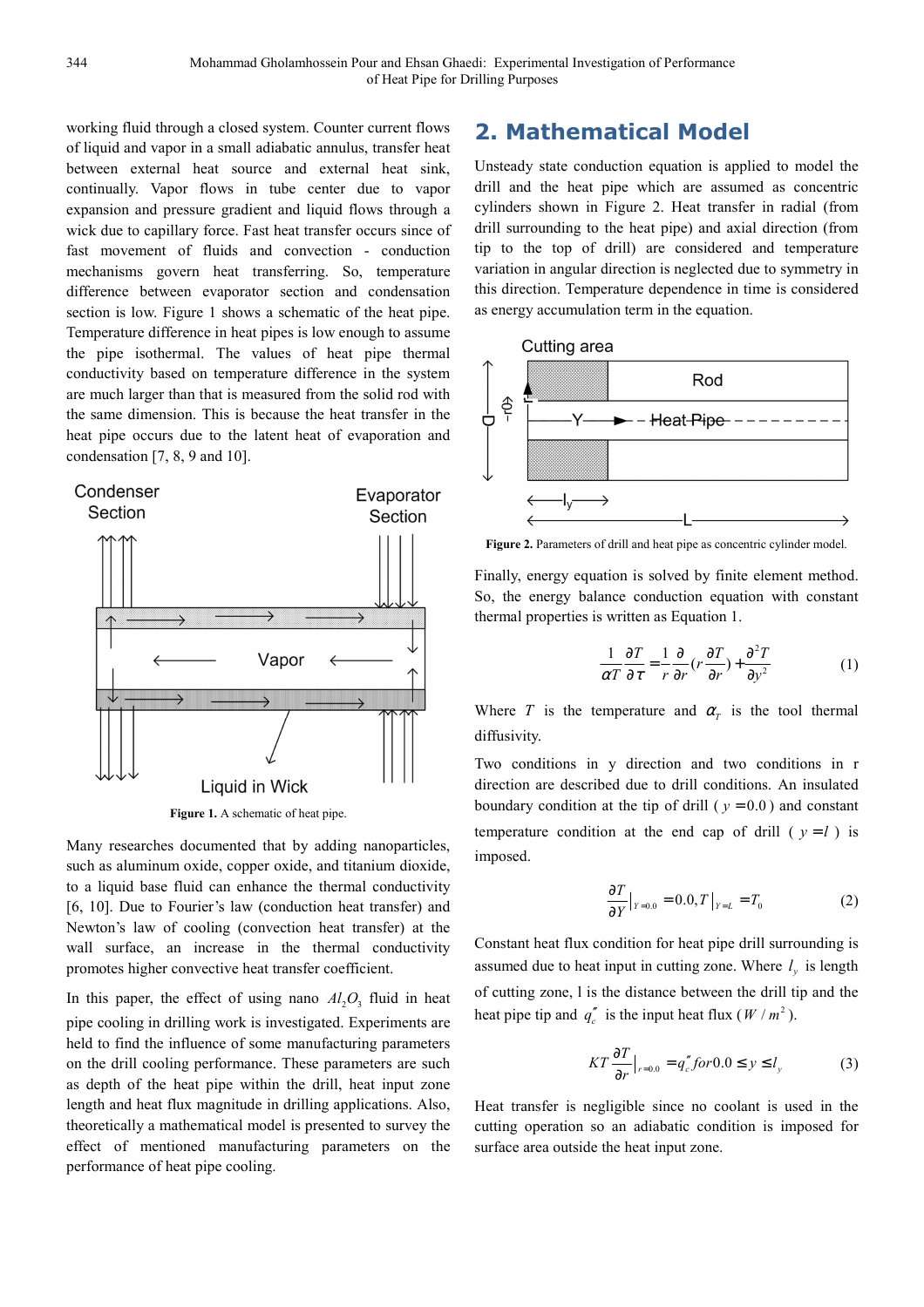working fluid through a closed system. Counter current flows of liquid and vapor in a small adiabatic annulus, transfer heat between external heat source and external heat sink, continually. Vapor flows in tube center due to vapor expansion and pressure gradient and liquid flows through a wick due to capillary force. Fast heat transfer occurs since of fast movement of fluids and convection - conduction mechanisms govern heat transferring. So, temperature difference between evaporator section and condensation section is low. Figure 1 shows a schematic of the heat pipe. Temperature difference in heat pipes is low enough to assume the pipe isothermal. The values of heat pipe thermal conductivity based on temperature difference in the system are much larger than that is measured from the solid rod with the same dimension. This is because the heat transfer in the heat pipe occurs due to the latent heat of evaporation and condensation [7, 8, 9 and 10].

**Figure 1.** A schematic of heat pipe.

Many researches documented that by adding nanoparticles, such as aluminum oxide, copper oxide, and titanium dioxide, to a liquid base fluid can enhance the thermal conductivity [6, 10]. Due to Fourier's law (conduction heat transfer) and Newton's law of cooling (convection heat transfer) at the wall surface, an increase in the thermal conductivity promotes higher convective heat transfer coefficient.

In this paper, the effect of using nano $Al_2O_3$ fluid in heat pipe cooling in drilling work is investigated. Experiments are held to find the influence of some manufacturing parameters on the drill cooling performance. These parameters are such as depth of the heat pipe within the drill, heat input zone length and heat flux magnitude in drilling applications. Also, theoretically a mathematical model is presented to survey the effect of mentioned manufacturing parameters on the performance of heat pipe cooling.

## 2. Mathematical Model

Unsteady state conduction equation is applied to model the drill and the heat pipe which are assumed as concentric cylinders shown in Figure 2. Heat transfer in radial (from drill surrounding to the heat pipe) and axial direction (from tip to the top of drill) are considered and temperature variation in angular direction is neglected due to symmetry in this direction. Temperature dependence in time is considered as energy accumulation term in the equation.

**Figure 2.** Parameters of drill and heat pipe as concentric cylinder model.

Finally, energy equation is solved by finite element method. So, the energy balance conduction equation with constant thermal properties is written as Equation 1.

$$\frac{1}{\alpha T}\frac{\partial T}{\partial \tau}=\frac{1}{r}\frac{\partial}{\partial r}\left(r\frac{\partial T}{\partial r}\right)+\frac{\partial^2 T}{\partial y^2} \tag{1}$$

Where $T$ is the temperature and $\alpha_T$ is the tool thermal diffusivity.

Two conditions in y direction and two conditions in r direction are described due to drill conditions. An insulated boundary condition at the tip of drill ($y=0.0$) and constant temperature condition at the end cap of drill ($y=l$) is imposed.

$$\frac{\partial T}{\partial Y}\Big|_{Y=0.0}=0.0, T\Big|_{Y=L}=T_0 \tag{2}$$

Constant heat flux condition for heat pipe drill surrounding is assumed due to heat input in cutting zone. Where $l_y$ is length of cutting zone, l is the distance between the drill tip and the heat pipe tip and $q_c''$ is the input heat flux ($W/m^2$).

$$KT\frac{\partial T}{\partial r}\Big|_{r=0.0}=q_c'' \; for \; 0.0 \le y \le l_y \tag{3}$$

Heat transfer is negligible since no coolant is used in the cutting operation so an adiabatic condition is imposed for surface area outside the heat input zone.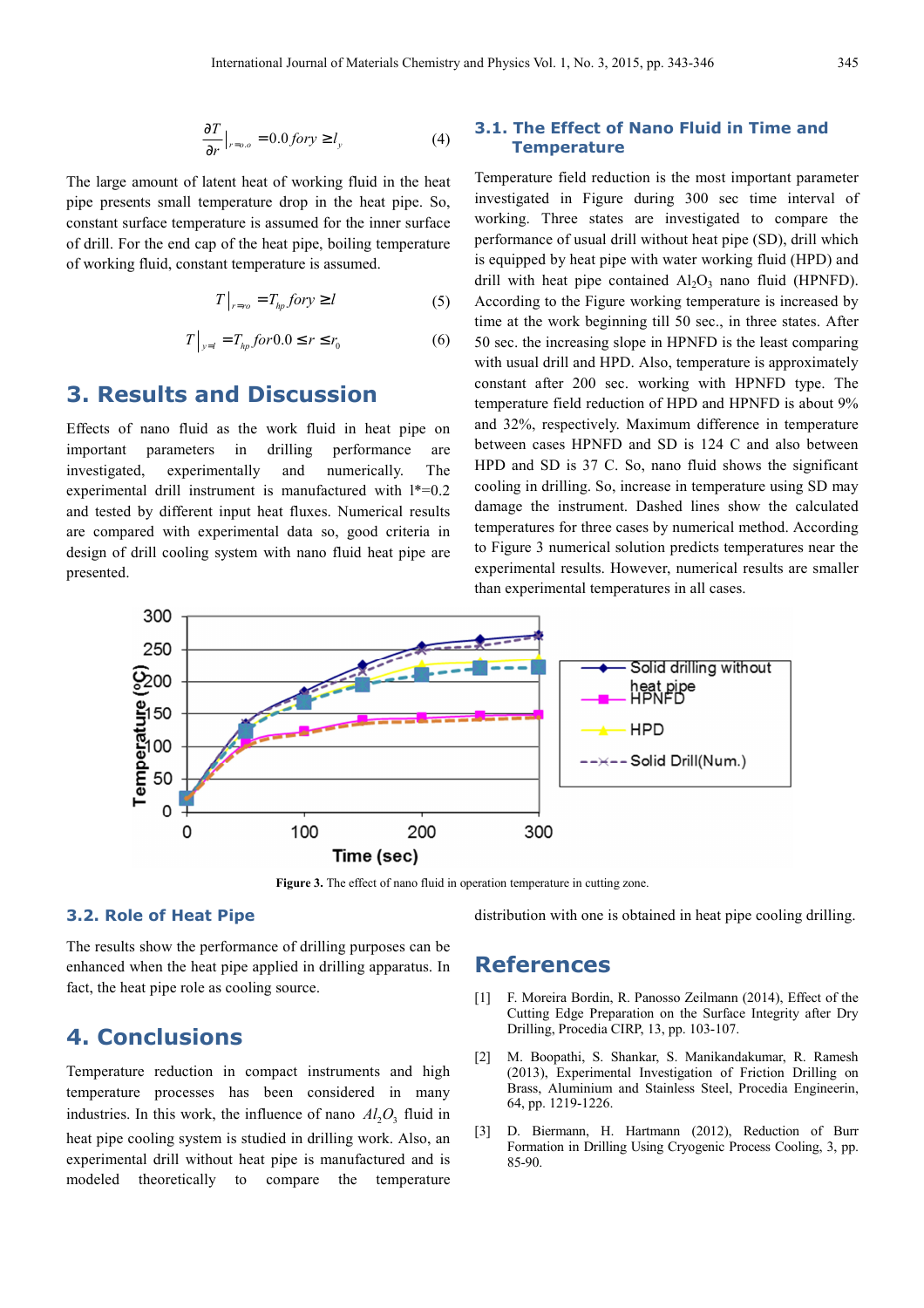$$\frac{\partial T}{\partial r}\Big|_{r=r_o} = 0.0 \; for \; y \geq l_y \quad (4)$$

The large amount of latent heat of working fluid in the heat pipe presents small temperature drop in the heat pipe. So, constant surface temperature is assumed for the inner surface of drill. For the end cap of the heat pipe, boiling temperature of working fluid, constant temperature is assumed.

$$T\Big|_{r=ro} = T_{hp} \; for \; y \geq l \quad (5)$$

$$T\Big|_{y=l} = T_{hp} \; for \; 0.0 \leq r \leq r_0 \quad (6)$$

# 3. Results and Discussion

Effects of nano fluid as the work fluid in heat pipe on important parameters in drilling performance are investigated, experimentally and numerically. The experimental drill instrument is manufactured with l*=0.2 and tested by different input heat fluxes. Numerical results are compared with experimental data so, good criteria in design of drill cooling system with nano fluid heat pipe are presented.

## 3.1. The Effect of Nano Fluid in Time and Temperature

Temperature field reduction is the most important parameter investigated in Figure during 300 sec time interval of working. Three states are investigated to compare the performance of usual drill without heat pipe (SD), drill which is equipped by heat pipe with water working fluid (HPD) and drill with heat pipe contained $Al_2O_3$ nano fluid (HPNFD). According to the Figure working temperature is increased by time at the work beginning till 50 sec., in three states. After 50 sec. the increasing slope in HPNFD is the least comparing with usual drill and HPD. Also, temperature is approximately constant after 200 sec. working with HPNFD type. The temperature field reduction of HPD and HPNFD is about 9% and 32%, respectively. Maximum difference in temperature between cases HPNFD and SD is 124 C and also between HPD and SD is 37 C. So, nano fluid shows the significant cooling in drilling. So, increase in temperature using SD may damage the instrument. Dashed lines show the calculated temperatures for three cases by numerical method. According to Figure 3 numerical solution predicts temperatures near the experimental results. However, numerical results are smaller than experimental temperatures in all cases.

**Figure 3.** The effect of nano fluid in operation temperature in cutting zone.

## 3.2. Role of Heat Pipe

The results show the performance of drilling purposes can be enhanced when the heat pipe applied in drilling apparatus. In fact, the heat pipe role as cooling source.

# 4. Conclusions

Temperature reduction in compact instruments and high temperature processes has been considered in many industries. In this work, the influence of nano $Al_2O_3$ fluid in heat pipe cooling system is studied in drilling work. Also, an experimental drill without heat pipe is manufactured and is modeled theoretically to compare the temperature distribution with one is obtained in heat pipe cooling drilling.

# References

[1] F. Moreira Bordin, R. Panosso Zeilmann (2014), Effect of the Cutting Edge Preparation on the Surface Integrity after Dry Drilling, Procedia CIRP, 13, pp. 103-107.

[2] M. Boopathi, S. Shankar, S. Manikandakumar, R. Ramesh (2013), Experimental Investigation of Friction Drilling on Brass, Aluminium and Stainless Steel, Procedia Engineerin, 64, pp. 1219-1226.

[3] D. Biermann, H. Hartmann (2012), Reduction of Burr Formation in Drilling Using Cryogenic Process Cooling, 3, pp. 85-90.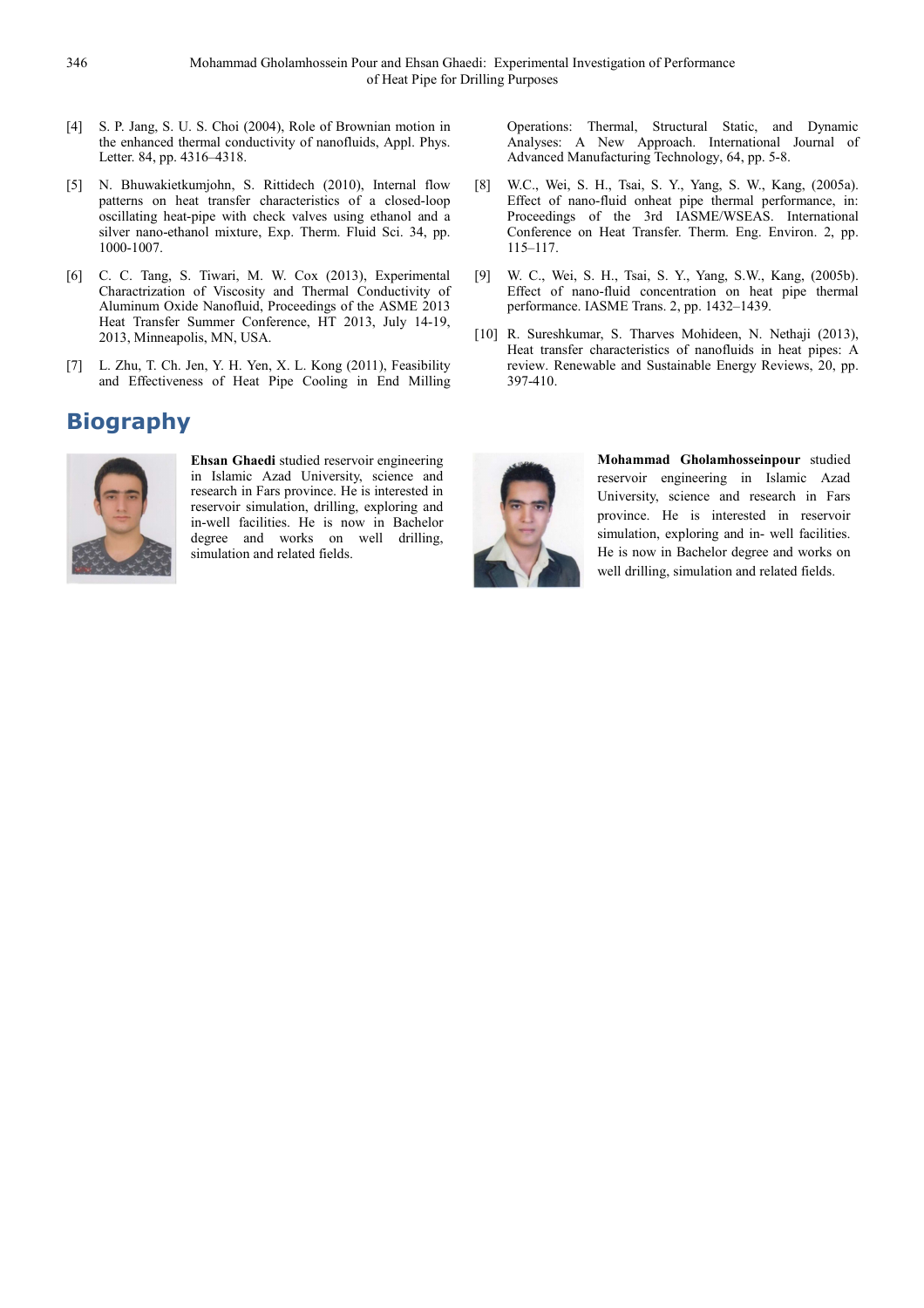[4] S. P. Jang, S. U. S. Choi (2004), Role of Brownian motion in the enhanced thermal conductivity of nanofluids, Appl. Phys. Letter. 84, pp. 4316–4318.

[5] N. Bhuwakietkumjohn, S. Rittidech (2010), Internal flow patterns on heat transfer characteristics of a closed-loop oscillating heat-pipe with check valves using ethanol and a silver nano-ethanol mixture, Exp. Therm. Fluid Sci. 34, pp. 1000-1007.

[6] C. C. Tang, S. Tiwari, M. W. Cox (2013), Experimental Charactrization of Viscosity and Thermal Conductivity of Aluminum Oxide Nanofluid, Proceedings of the ASME 2013 Heat Transfer Summer Conference, HT 2013, July 14-19, 2013, Minneapolis, MN, USA.

[7] L. Zhu, T. Ch. Jen, Y. H. Yen, X. L. Kong (2011), Feasibility and Effectiveness of Heat Pipe Cooling in End Milling Operations: Thermal, Structural Static, and Dynamic Analyses: A New Approach. International Journal of Advanced Manufacturing Technology, 64, pp. 5-8.

[8] W.C., Wei, S. H., Tsai, S. Y., Yang, S. W., Kang, (2005a). Effect of nano-fluid onheat pipe thermal performance, in: Proceedings of the 3rd IASME/WSEAS. International Conference on Heat Transfer. Therm. Eng. Environ. 2, pp. 115–117.

[9] W. C., Wei, S. H., Tsai, S. Y., Yang, S.W., Kang, (2005b). Effect of nano-fluid concentration on heat pipe thermal performance. IASME Trans. 2, pp. 1432–1439.

[10] R. Sureshkumar, S. Tharves Mohideen, N. Nethaji (2013), Heat transfer characteristics of nanofluids in heat pipes: A review. Renewable and Sustainable Energy Reviews, 20, pp. 397-410.

# Biography

**Ehsan Ghaedi** studied reservoir engineering in Islamic Azad University, science and research in Fars province. He is interested in reservoir simulation, drilling, exploring and in-well facilities. He is now in Bachelor degree and works on well drilling, simulation and related fields.

**Mohammad Gholamhosseinpour** studied reservoir engineering in Islamic Azad University, science and research in Fars province. He is interested in reservoir simulation, exploring and in- well facilities. He is now in Bachelor degree and works on well drilling, simulation and related fields.